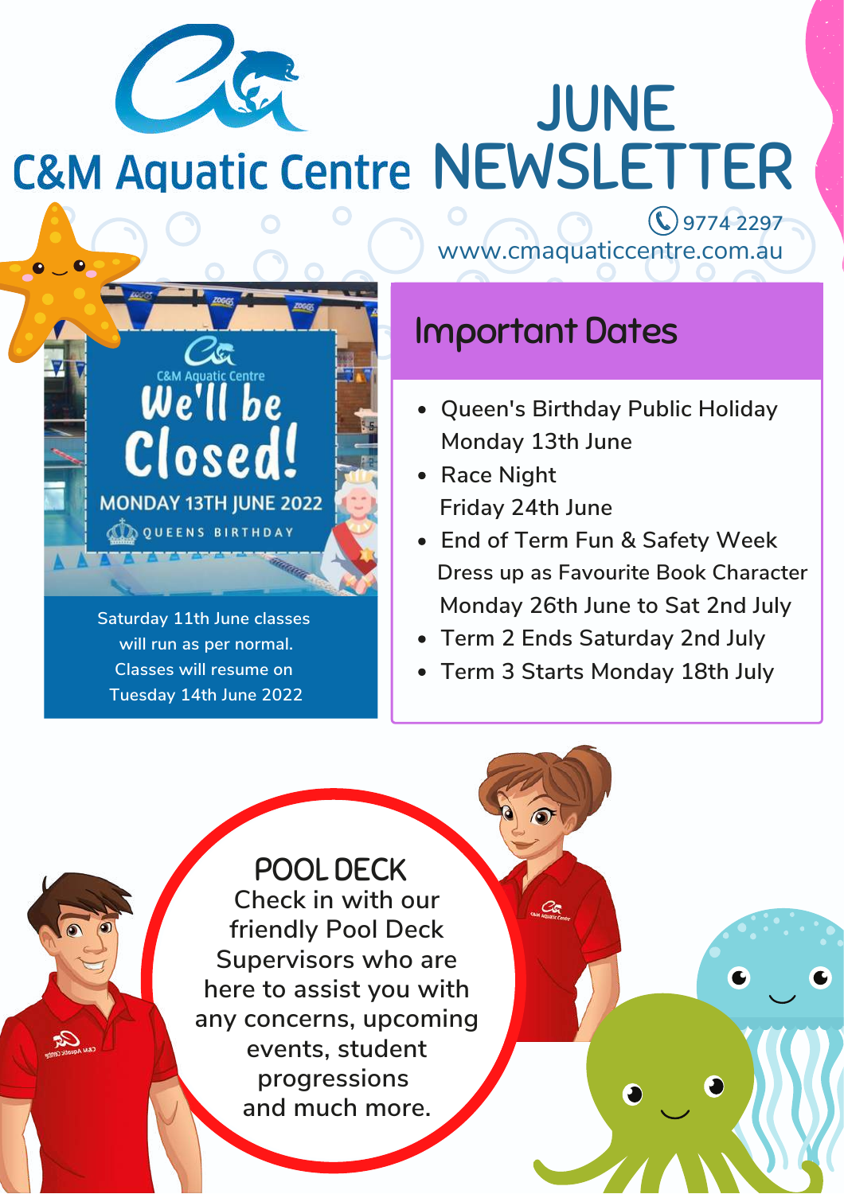# C&M Aquatic Centre

# JUNE NEWSLETTER

9774 2297
www.cmaquaticcentre.com.au

## We'll be Closed!

C&M Aquatic Centre

**MONDAY 13TH JUNE 2022**

QUEENS BIRTHDAY

Saturday 11th June classes will run as per normal. Classes will resume on Tuesday 14th June 2022

## Important Dates

- Queen's Birthday Public Holiday
  Monday 13th June
- Race Night
  Friday 24th June
- End of Term Fun & Safety Week
  Dress up as Favourite Book Character
  Monday 26th June to Sat 2nd July
- Term 2 Ends Saturday 2nd July
- Term 3 Starts Monday 18th July

## POOL DECK

Check in with our friendly Pool Deck Supervisors who are here to assist you with any concerns, upcoming events, student progressions and much more.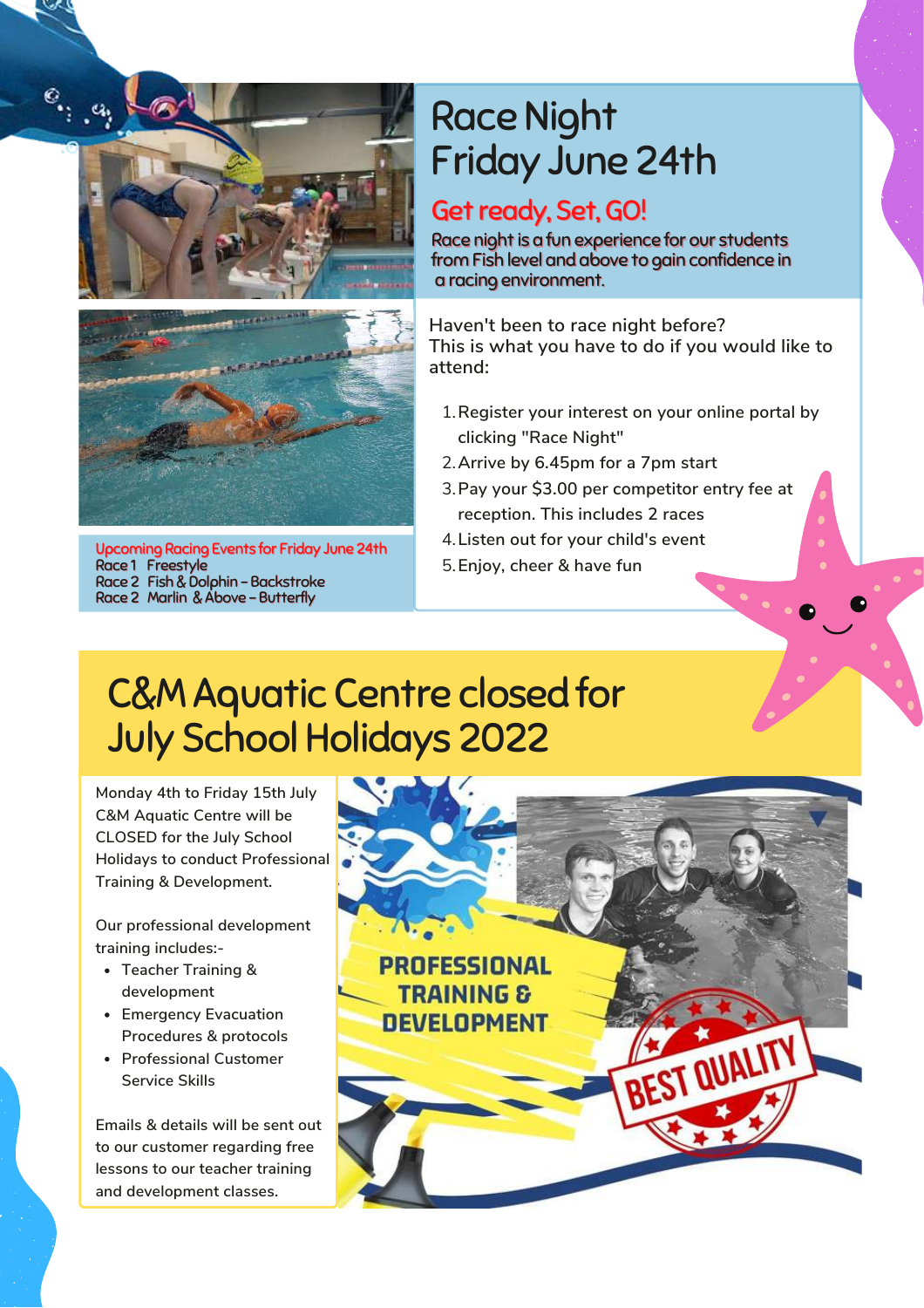# Race Night Friday June 24th

## Get ready, Set, GO!

Race night is a fun experience for our students from Fish level and above to gain confidence in a racing environment.

**Upcoming Racing Events for Friday June 24th**

Race 1 Freestyle
Race 2 Fish & Dolphin – Backstroke
Race 2 Marlin & Above – Butterfly

Haven't been to race night before? This is what you have to do if you would like to attend:

1. Register your interest on your online portal by clicking "Race Night"
2. Arrive by 6.45pm for a 7pm start
3. Pay your $3.00 per competitor entry fee at reception. This includes 2 races
4. Listen out for your child's event
5. Enjoy, cheer & have fun

# C&M Aquatic Centre closed for July School Holidays 2022

Monday 4th to Friday 15th July C&M Aquatic Centre will be CLOSED for the July School Holidays to conduct Professional Training & Development.

Our professional development training includes:-

- Teacher Training & development
- Emergency Evacuation Procedures & protocols
- Professional Customer Service Skills

Emails & details will be sent out to our customer regarding free lessons to our teacher training and development classes.

PROFESSIONAL TRAINING & DEVELOPMENT

BEST QUALITY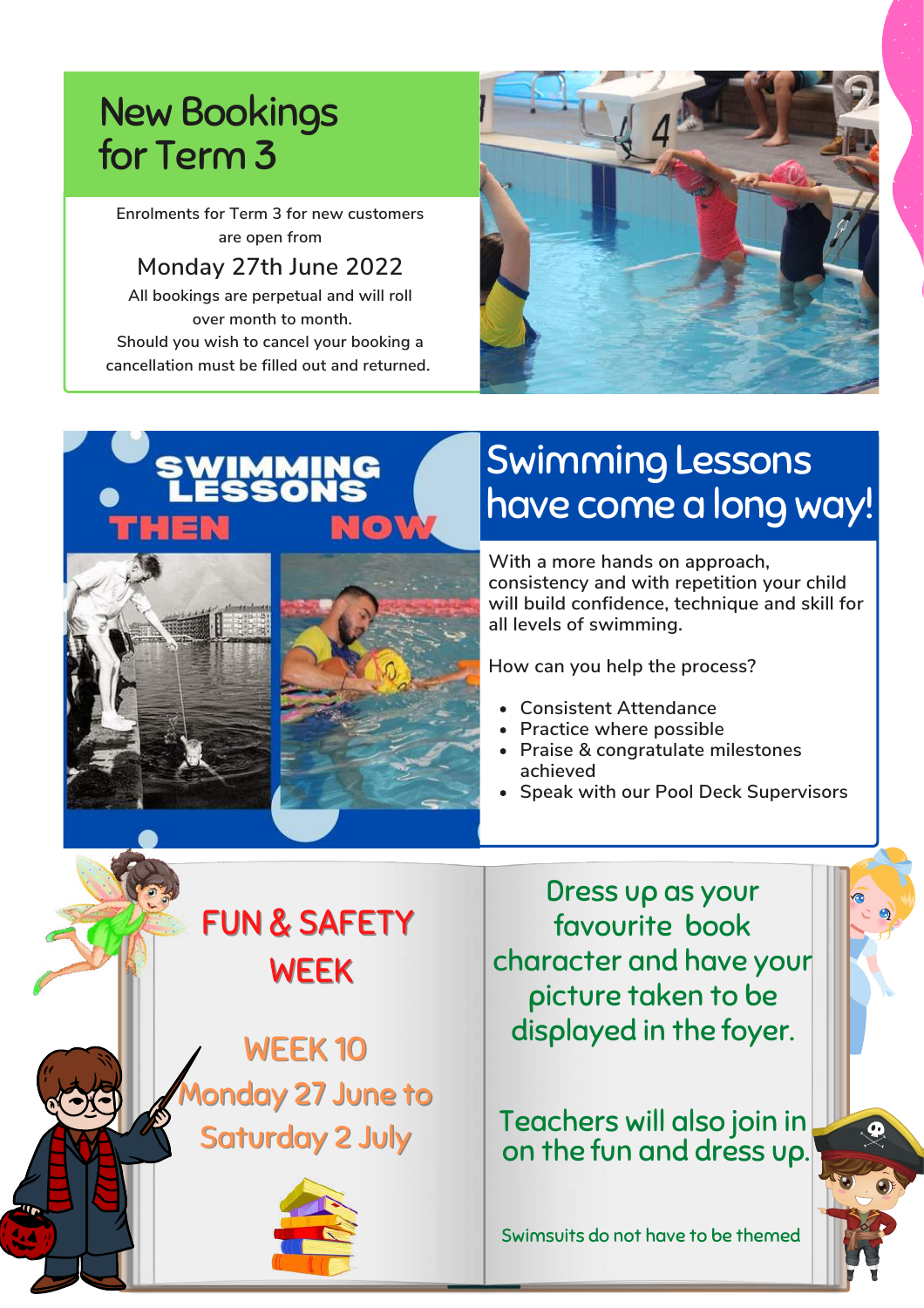## New Bookings for Term 3

Enrolments for Term 3 for new customers are open from

Monday 27th June 2022

All bookings are perpetual and will roll over month to month.
Should you wish to cancel your booking a cancellation must be filled out and returned.

## Swimming Lessons have come a long way!

With a more hands on approach, consistency and with repetition your child will build confidence, technique and skill for all levels of swimming.

How can you help the process?

- Consistent Attendance
- Practice where possible
- Praise & congratulate milestones achieved
- Speak with our Pool Deck Supervisors

## FUN & SAFETY WEEK

WEEK 10
Monday 27 June to Saturday 2 July

Dress up as your favourite book character and have your picture taken to be displayed in the foyer.

Teachers will also join in on the fun and dress up.

Swimsuits do not have to be themed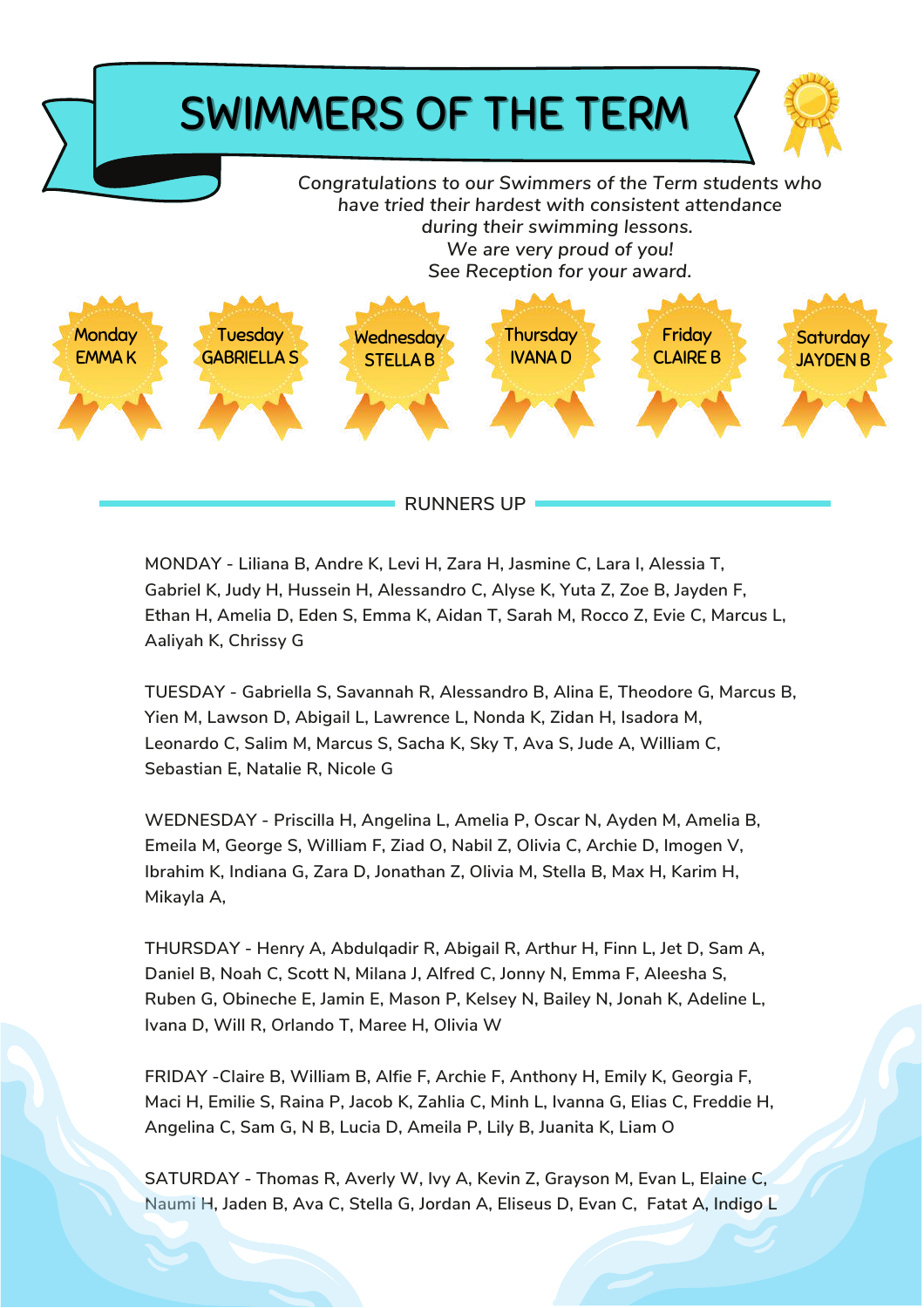# SWIMMERS OF THE TERM

*Congratulations to our Swimmers of the Term students who have tried their hardest with consistent attendance during their swimming lessons.*
*We are very proud of you!*
*See Reception for your award.*

Monday
EMMA K

Tuesday
GABRIELLA S

Wednesday
STELLA B

Thursday
IVANA D

Friday
CLAIRE B

Saturday
JAYDEN B

## RUNNERS UP

MONDAY - Liliana B, Andre K, Levi H, Zara H, Jasmine C, Lara I, Alessia T, Gabriel K, Judy H, Hussein H, Alessandro C, Alyse K, Yuta Z, Zoe B, Jayden F, Ethan H, Amelia D, Eden S, Emma K, Aidan T, Sarah M, Rocco Z, Evie C, Marcus L, Aaliyah K, Chrissy G

TUESDAY - Gabriella S, Savannah R, Alessandro B, Alina E, Theodore G, Marcus B, Yien M, Lawson D, Abigail L, Lawrence L, Nonda K, Zidan H, Isadora M, Leonardo C, Salim M, Marcus S, Sacha K, Sky T, Ava S, Jude A, William C, Sebastian E, Natalie R, Nicole G

WEDNESDAY - Priscilla H, Angelina L, Amelia P, Oscar N, Ayden M, Amelia B, Emeila M, George S, William F, Ziad O, Nabil Z, Olivia C, Archie D, Imogen V, Ibrahim K, Indiana G, Zara D, Jonathan Z, Olivia M, Stella B, Max H, Karim H, Mikayla A,

THURSDAY - Henry A, Abdulqadir R, Abigail R, Arthur H, Finn L, Jet D, Sam A, Daniel B, Noah C, Scott N, Milana J, Alfred C, Jonny N, Emma F, Aleesha S, Ruben G, Obineche E, Jamin E, Mason P, Kelsey N, Bailey N, Jonah K, Adeline L, Ivana D, Will R, Orlando T, Maree H, Olivia W

FRIDAY -Claire B, William B, Alfie F, Archie F, Anthony H, Emily K, Georgia F, Maci H, Emilie S, Raina P, Jacob K, Zahlia C, Minh L, Ivanna G, Elias C, Freddie H, Angelina C, Sam G, N B, Lucia D, Ameila P, Lily B, Juanita K, Liam O

SATURDAY - Thomas R, Averly W, Ivy A, Kevin Z, Grayson M, Evan L, Elaine C, Naumi H, Jaden B, Ava C, Stella G, Jordan A, Eliseus D, Evan C, Fatat A, Indigo L